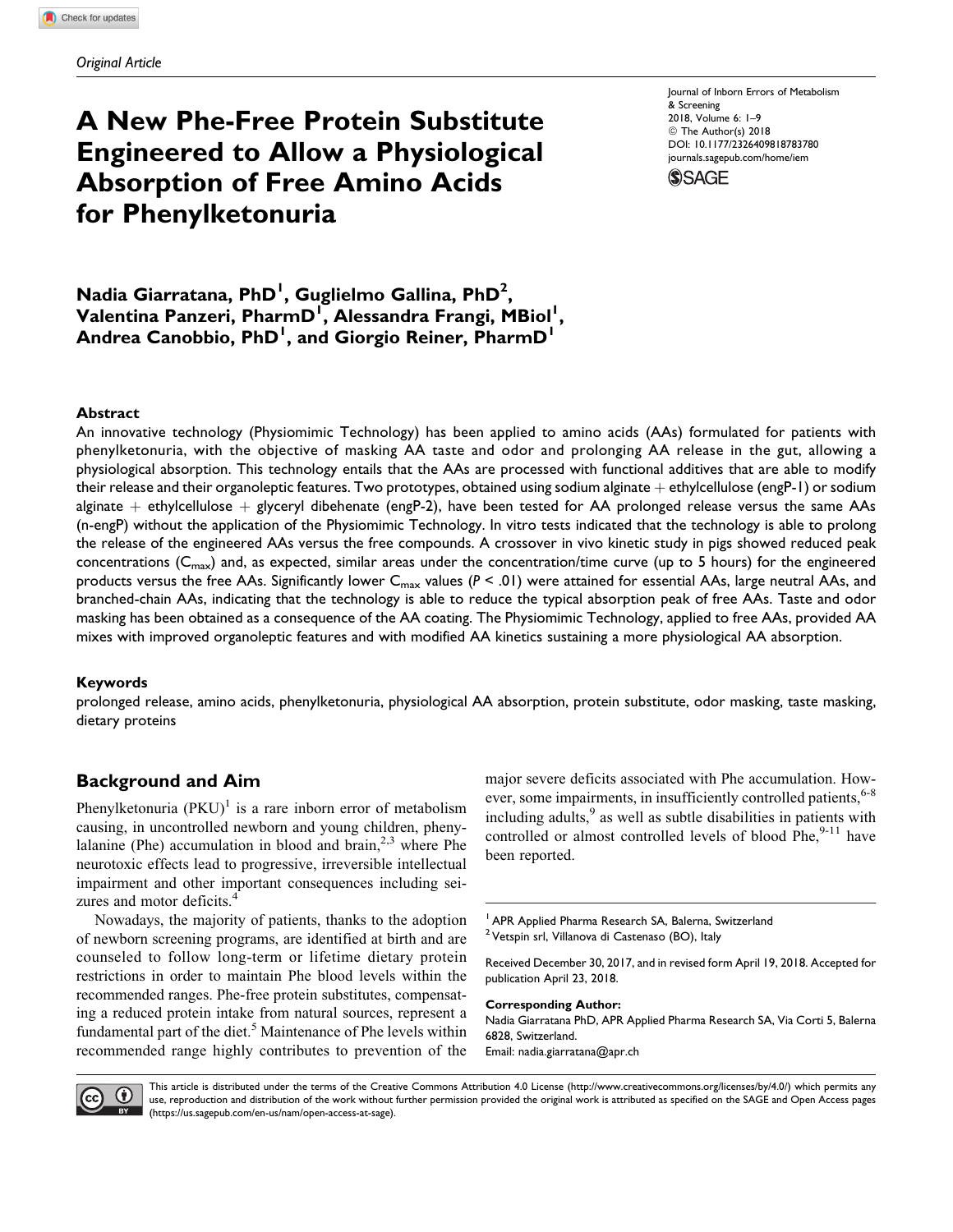*Original Article*

# A New Phe-Free Protein Substitute Engineered to Allow a Physiological Absorption of Free Amino Acids for Phenylketonuria

Journal of Inborn Errors of Metabolism & Screening
2018, Volume 6: 1–9
© The Author(s) 2018
DOI: 10.1177/2326409818783780
journals.sagepub.com/home/iem

**Nadia Giarratana, PhD[1], Guglielmo Gallina, PhD[2], Valentina Panzeri, PharmD[1], Alessandra Frangi, MBiol[1], Andrea Canobbio, PhD[1], and Giorgio Reiner, PharmD[1]**

### Abstract

An innovative technology (Physiomimic Technology) has been applied to amino acids (AAs) formulated for patients with phenylketonuria, with the objective of masking AA taste and odor and prolonging AA release in the gut, allowing a physiological absorption. This technology entails that the AAs are processed with functional additives that are able to modify their release and their organoleptic features. Two prototypes, obtained using sodium alginate + ethylcellulose (engP-1) or sodium alginate + ethylcellulose + glyceryl dibehenate (engP-2), have been tested for AA prolonged release versus the same AAs (n-engP) without the application of the Physiomimic Technology. In vitro tests indicated that the technology is able to prolong the release of the engineered AAs versus the free compounds. A crossover in vivo kinetic study in pigs showed reduced peak concentrations ($C_{max}$) and, as expected, similar areas under the concentration/time curve (up to 5 hours) for the engineered products versus the free AAs. Significantly lower $C_{max}$ values ($P < .01$) were attained for essential AAs, large neutral AAs, and branched-chain AAs, indicating that the technology is able to reduce the typical absorption peak of free AAs. Taste and odor masking has been obtained as a consequence of the AA coating. The Physiomimic Technology, applied to free AAs, provided AA mixes with improved organoleptic features and with modified AA kinetics sustaining a more physiological AA absorption.

### Keywords

prolonged release, amino acids, phenylketonuria, physiological AA absorption, protein substitute, odor masking, taste masking, dietary proteins

## Background and Aim

Phenylketonuria (PKU)[1] is a rare inborn error of metabolism causing, in uncontrolled newborn and young children, phenylalanine (Phe) accumulation in blood and brain,[2,3] where Phe neurotoxic effects lead to progressive, irreversible intellectual impairment and other important consequences including seizures and motor deficits.[4]

Nowadays, the majority of patients, thanks to the adoption of newborn screening programs, are identified at birth and are counseled to follow long-term or lifetime dietary protein restrictions in order to maintain Phe blood levels within the recommended ranges. Phe-free protein substitutes, compensating a reduced protein intake from natural sources, represent a fundamental part of the diet.[5] Maintenance of Phe levels within recommended range highly contributes to prevention of the major severe deficits associated with Phe accumulation. However, some impairments, in insufficiently controlled patients,[6-8] including adults,[9] as well as subtle disabilities in patients with controlled or almost controlled levels of blood Phe,[9-11] have been reported.

[1] APR Applied Pharma Research SA, Balerna, Switzerland
[2] Vetspin srl, Villanova di Castenaso (BO), Italy

Received December 30, 2017, and in revised form April 19, 2018. Accepted for publication April 23, 2018.

**Corresponding Author:**
Nadia Giarratana PhD, APR Applied Pharma Research SA, Via Corti 5, Balerna 6828, Switzerland.
Email: nadia.giarratana@apr.ch

This article is distributed under the terms of the Creative Commons Attribution 4.0 License (http://www.creativecommons.org/licenses/by/4.0/) which permits any use, reproduction and distribution of the work without further permission provided the original work is attributed as specified on the SAGE and Open Access pages (https://us.sagepub.com/en-us/nam/open-access-at-sage).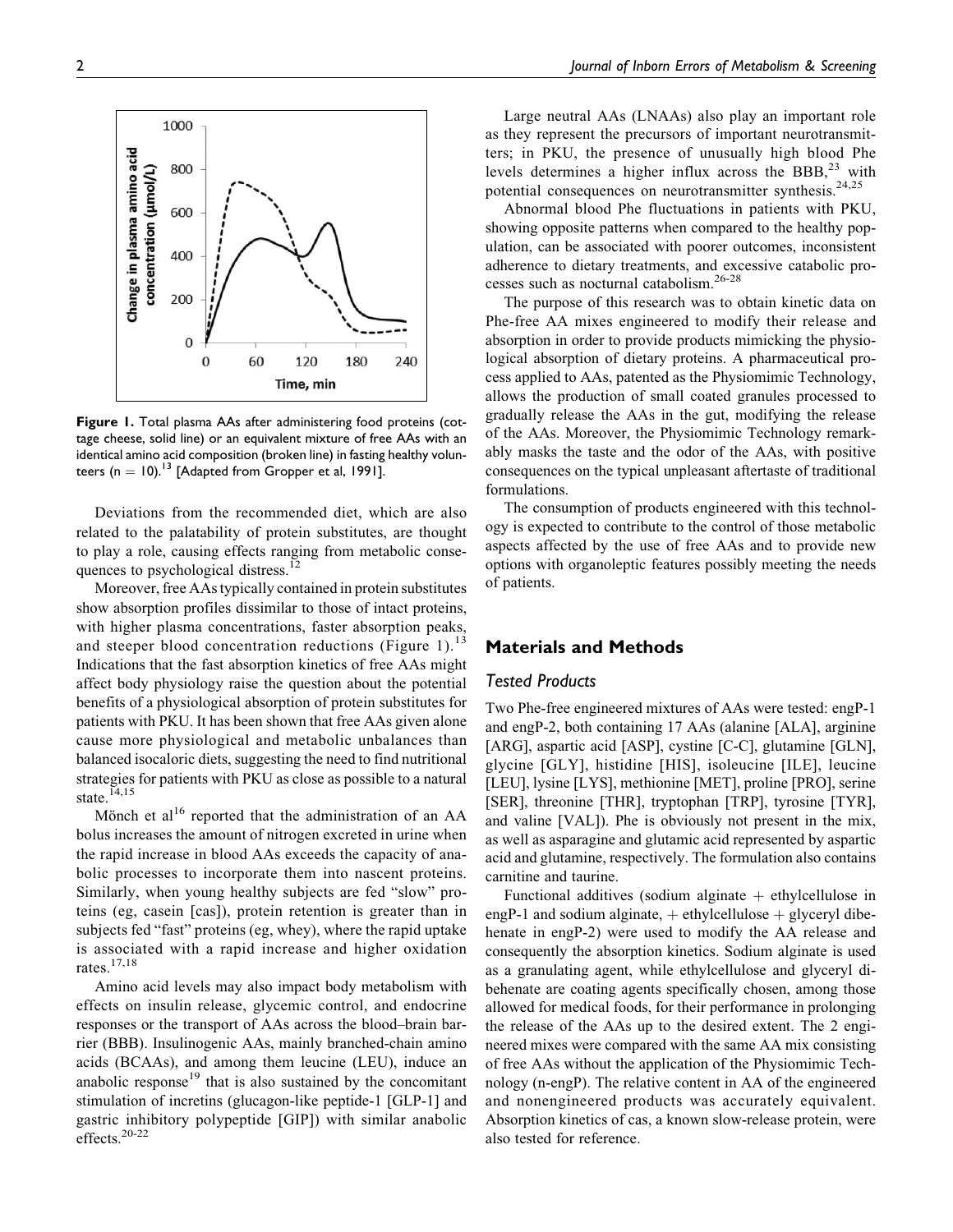Figure 1. Total plasma AAs after administering food proteins (cottage cheese, solid line) or an equivalent mixture of free AAs with an identical amino acid composition (broken line) in fasting healthy volunteers ($n = 10$).[13] [Adapted from Gropper et al, 1991].

Deviations from the recommended diet, which are also related to the palatability of protein substitutes, are thought to play a role, causing effects ranging from metabolic consequences to psychological distress.[12]

Moreover, free AAs typically contained in protein substitutes show absorption profiles dissimilar to those of intact proteins, with higher plasma concentrations, faster absorption peaks, and steeper blood concentration reductions (Figure 1).[13] Indications that the fast absorption kinetics of free AAs might affect body physiology raise the question about the potential benefits of a physiological absorption of protein substitutes for patients with PKU. It has been shown that free AAs given alone cause more physiological and metabolic unbalances than balanced isocaloric diets, suggesting the need to find nutritional strategies for patients with PKU as close as possible to a natural state.[14,15]

Mönch et al[16] reported that the administration of an AA bolus increases the amount of nitrogen excreted in urine when the rapid increase in blood AAs exceeds the capacity of anabolic processes to incorporate them into nascent proteins. Similarly, when young healthy subjects are fed "slow" proteins (eg, casein [cas]), protein retention is greater than in subjects fed "fast" proteins (eg, whey), where the rapid uptake is associated with a rapid increase and higher oxidation rates.[17,18]

Amino acid levels may also impact body metabolism with effects on insulin release, glycemic control, and endocrine responses or the transport of AAs across the blood–brain barrier (BBB). Insulinogenic AAs, mainly branched-chain amino acids (BCAAs), and among them leucine (LEU), induce an anabolic response[19] that is also sustained by the concomitant stimulation of incretins (glucagon-like peptide-1 [GLP-1] and gastric inhibitory polypeptide [GIP]) with similar anabolic effects.[20-22]

Large neutral AAs (LNAAs) also play an important role as they represent the precursors of important neurotransmitters; in PKU, the presence of unusually high blood Phe levels determines a higher influx across the BBB,[23] with potential consequences on neurotransmitter synthesis.[24,25]

Abnormal blood Phe fluctuations in patients with PKU, showing opposite patterns when compared to the healthy population, can be associated with poorer outcomes, inconsistent adherence to dietary treatments, and excessive catabolic processes such as nocturnal catabolism.[26-28]

The purpose of this research was to obtain kinetic data on Phe-free AA mixes engineered to modify their release and absorption in order to provide products mimicking the physiological absorption of dietary proteins. A pharmaceutical process applied to AAs, patented as the Physiomimic Technology, allows the production of small coated granules processed to gradually release the AAs in the gut, modifying the release of the AAs. Moreover, the Physiomimic Technology remarkably masks the taste and the odor of the AAs, with positive consequences on the typical unpleasant aftertaste of traditional formulations.

The consumption of products engineered with this technology is expected to contribute to the control of those metabolic aspects affected by the use of free AAs and to provide new options with organoleptic features possibly meeting the needs of patients.

## Materials and Methods

### Tested Products

Two Phe-free engineered mixtures of AAs were tested: engP-1 and engP-2, both containing 17 AAs (alanine [ALA], arginine [ARG], aspartic acid [ASP], cystine [C-C], glutamine [GLN], glycine [GLY], histidine [HIS], isoleucine [ILE], leucine [LEU], lysine [LYS], methionine [MET], proline [PRO], serine [SER], threonine [THR], tryptophan [TRP], tyrosine [TYR], and valine [VAL]). Phe is obviously not present in the mix, as well as asparagine and glutamic acid represented by aspartic acid and glutamine, respectively. The formulation also contains carnitine and taurine.

Functional additives (sodium alginate + ethylcellulose in engP-1 and sodium alginate, + ethylcellulose + glyceryl dibehenate in engP-2) were used to modify the AA release and consequently the absorption kinetics. Sodium alginate is used as a granulating agent, while ethylcellulose and glyceryl dibehenate are coating agents specifically chosen, among those allowed for medical foods, for their performance in prolonging the release of the AAs up to the desired extent. The 2 engineered mixes were compared with the same AA mix consisting of free AAs without the application of the Physiomimic Technology (n-engP). The relative content in AA of the engineered and nonengineered products was accurately equivalent. Absorption kinetics of cas, a known slow-release protein, were also tested for reference.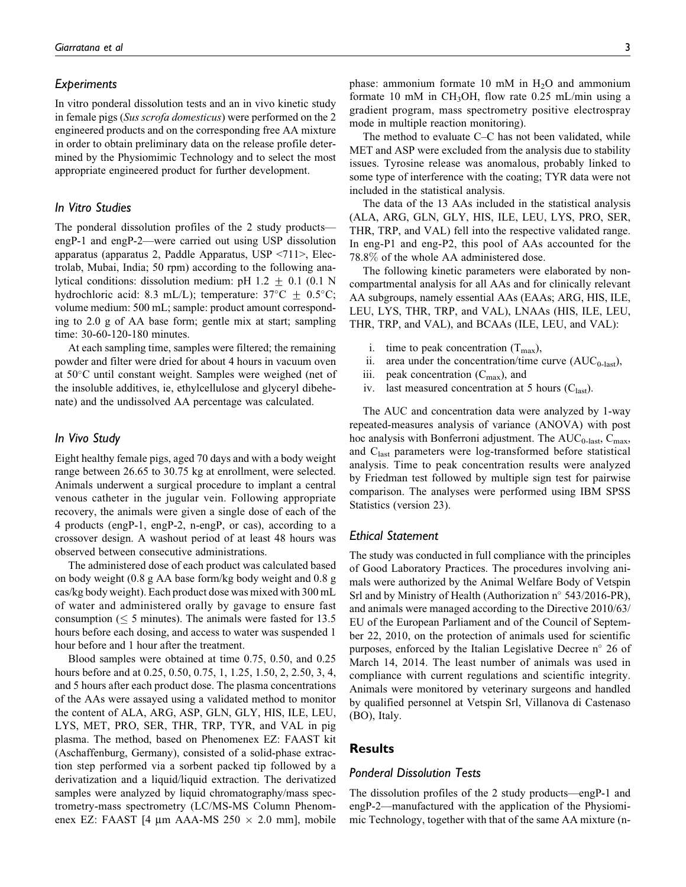### Experiments

In vitro ponderal dissolution tests and an in vivo kinetic study in female pigs (*Sus scrofa domesticus*) were performed on the 2 engineered products and on the corresponding free AA mixture in order to obtain preliminary data on the release profile determined by the Physiomimic Technology and to select the most appropriate engineered product for further development.

### In Vitro Studies

The ponderal dissolution profiles of the 2 study products—engP-1 and engP-2—were carried out using USP dissolution apparatus (apparatus 2, Paddle Apparatus, USP <711>, Electrolab, Mubai, India; 50 rpm) according to the following analytical conditions: dissolution medium: pH 1.2 $\pm$ 0.1 (0.1 N hydrochloric acid: 8.3 mL/L); temperature: 37°C $\pm$ 0.5°C; volume medium: 500 mL; sample: product amount corresponding to 2.0 g of AA base form; gentle mix at start; sampling time: 30-60-120-180 minutes.

At each sampling time, samples were filtered; the remaining powder and filter were dried for about 4 hours in vacuum oven at 50°C until constant weight. Samples were weighed (net of the insoluble additives, ie, ethylcellulose and glyceryl dibehenate) and the undissolved AA percentage was calculated.

### In Vivo Study

Eight healthy female pigs, aged 70 days and with a body weight range between 26.65 to 30.75 kg at enrollment, were selected. Animals underwent a surgical procedure to implant a central venous catheter in the jugular vein. Following appropriate recovery, the animals were given a single dose of each of the 4 products (engP-1, engP-2, n-engP, or cas), according to a crossover design. A washout period of at least 48 hours was observed between consecutive administrations.

The administered dose of each product was calculated based on body weight (0.8 g AA base form/kg body weight and 0.8 g cas/kg body weight). Each product dose was mixed with 300 mL of water and administered orally by gavage to ensure fast consumption ($\leq$ 5 minutes). The animals were fasted for 13.5 hours before each dosing, and access to water was suspended 1 hour before and 1 hour after the treatment.

Blood samples were obtained at time 0.75, 0.50, and 0.25 hours before and at 0.25, 0.50, 0.75, 1, 1.25, 1.50, 2, 2.50, 3, 4, and 5 hours after each product dose. The plasma concentrations of the AAs were assayed using a validated method to monitor the content of ALA, ARG, ASP, GLN, GLY, HIS, ILE, LEU, LYS, MET, PRO, SER, THR, TRP, TYR, and VAL in pig plasma. The method, based on Phenomenex EZ: FAAST kit (Aschaffenburg, Germany), consisted of a solid-phase extraction step performed via a sorbent packed tip followed by a derivatization and a liquid/liquid extraction. The derivatized samples were analyzed by liquid chromatography/mass spectrometry-mass spectrometry (LC/MS-MS Column Phenomenex EZ: FAAST [4 µm AAA-MS 250 $\times$ 2.0 mm], mobile phase: ammonium formate 10 mM in $H_2O$ and ammonium formate 10 mM in $CH_3OH$, flow rate 0.25 mL/min using a gradient program, mass spectrometry positive electrospray mode in multiple reaction monitoring).

The method to evaluate C–C has not been validated, while MET and ASP were excluded from the analysis due to stability issues. Tyrosine release was anomalous, probably linked to some type of interference with the coating; TYR data were not included in the statistical analysis.

The data of the 13 AAs included in the statistical analysis (ALA, ARG, GLN, GLY, HIS, ILE, LEU, LYS, PRO, SER, THR, TRP, and VAL) fell into the respective validated range. In eng-P1 and eng-P2, this pool of AAs accounted for the 78.8% of the whole AA administered dose.

The following kinetic parameters were elaborated by noncompartmental analysis for all AAs and for clinically relevant AA subgroups, namely essential AAs (EAAs; ARG, HIS, ILE, LEU, LYS, THR, TRP, and VAL), LNAAs (HIS, ILE, LEU, THR, TRP, and VAL), and BCAAs (ILE, LEU, and VAL):

i. time to peak concentration ($T_{max}$),
ii. area under the concentration/time curve ($AUC_{0\text{-}last}$),
iii. peak concentration ($C_{max}$), and
iv. last measured concentration at 5 hours ($C_{last}$).

The AUC and concentration data were analyzed by 1-way repeated-measures analysis of variance (ANOVA) with post hoc analysis with Bonferroni adjustment. The $AUC_{0\text{-}last}$, $C_{max}$, and $C_{last}$ parameters were log-transformed before statistical analysis. Time to peak concentration results were analyzed by Friedman test followed by multiple sign test for pairwise comparison. The analyses were performed using IBM SPSS Statistics (version 23).

### Ethical Statement

The study was conducted in full compliance with the principles of Good Laboratory Practices. The procedures involving animals were authorized by the Animal Welfare Body of Vetspin Srl and by Ministry of Health (Authorization n° 543/2016-PR), and animals were managed according to the Directive 2010/63/EU of the European Parliament and of the Council of September 22, 2010, on the protection of animals used for scientific purposes, enforced by the Italian Legislative Decree n° 26 of March 14, 2014. The least number of animals was used in compliance with current regulations and scientific integrity. Animals were monitored by veterinary surgeons and handled by qualified personnel at Vetspin Srl, Villanova di Castenaso (BO), Italy.

## Results

### Ponderal Dissolution Tests

The dissolution profiles of the 2 study products—engP-1 and engP-2—manufactured with the application of the Physiomimic Technology, together with that of the same AA mixture (n-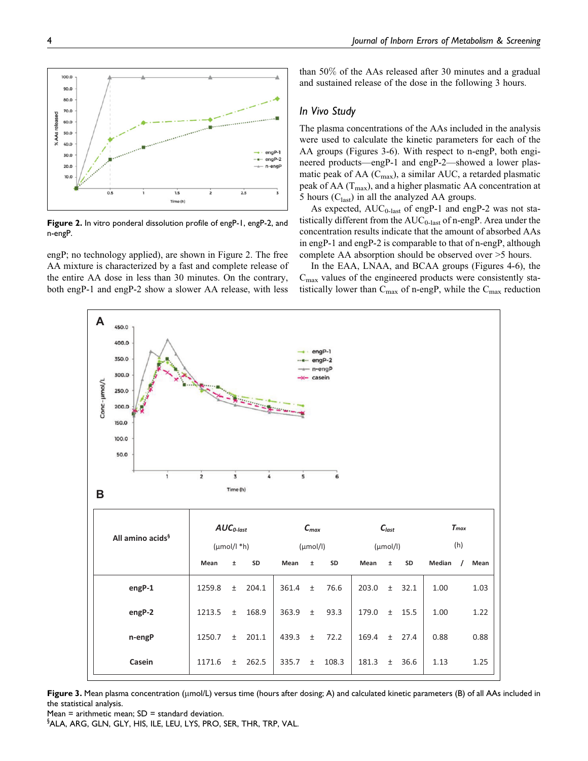**Figure 2.** In vitro ponderal dissolution profile of engP-1, engP-2, and n-engP.

engP; no technology applied), are shown in Figure 2. The free AA mixture is characterized by a fast and complete release of the entire AA dose in less than 30 minutes. On the contrary, both engP-1 and engP-2 show a slower AA release, with less than 50% of the AAs released after 30 minutes and a gradual and sustained release of the dose in the following 3 hours.

### *In Vivo Study*

The plasma concentrations of the AAs included in the analysis were used to calculate the kinetic parameters for each of the AA groups (Figures 3-6). With respect to n-engP, both engineered products—engP-1 and engP-2—showed a lower plasmatic peak of AA ($C_{max}$), a similar AUC, a retarded plasmatic peak of AA ($T_{max}$), and a higher plasmatic AA concentration at 5 hours ($C_{last}$) in all the analyzed AA groups.

As expected, $AUC_{0\text{-}last}$ of engP-1 and engP-2 was not statistically different from the $AUC_{0\text{-}last}$ of n-engP. Area under the concentration results indicate that the amount of absorbed AAs in engP-1 and engP-2 is comparable to that of n-engP, although complete AA absorption should be observed over >5 hours.

In the EAA, LNAA, and BCAA groups (Figures 4-6), the $C_{max}$ values of the engineered products were consistently statistically lower than $C_{max}$ of n-engP, while the $C_{max}$ reduction

| All amino acids[§] | $AUC_{0\text{-}last}$ (μmol/l *h) | | | $C_{max}$ (μmol/l) | | | $C_{last}$ (μmol/l) | | | $T_{max}$ (h) | |
|---|---|---|---|---|---|---|---|---|---|---|---|
| | Mean | ± | SD | Mean | ± | SD | Mean | ± | SD | Median / | Mean |
| engP-1 | 1259.8 | ± | 204.1 | 361.4 | ± | 76.6 | 203.0 | ± | 32.1 | 1.00 | 1.03 |
| engP-2 | 1213.5 | ± | 168.9 | 363.9 | ± | 93.3 | 179.0 | ± | 15.5 | 1.00 | 1.22 |
| n-engP | 1250.7 | ± | 201.1 | 439.3 | ± | 72.2 | 169.4 | ± | 27.4 | 0.88 | 0.88 |
| Casein | 1171.6 | ± | 262.5 | 335.7 | ± | 108.3 | 181.3 | ± | 36.6 | 1.13 | 1.25 |

**Figure 3.** Mean plasma concentration (μmol/L) versus time (hours after dosing; A) and calculated kinetic parameters (B) of all AAs included in the statistical analysis.
Mean = arithmetic mean; SD = standard deviation.
[§]ALA, ARG, GLN, GLY, HIS, ILE, LEU, LYS, PRO, SER, THR, TRP, VAL.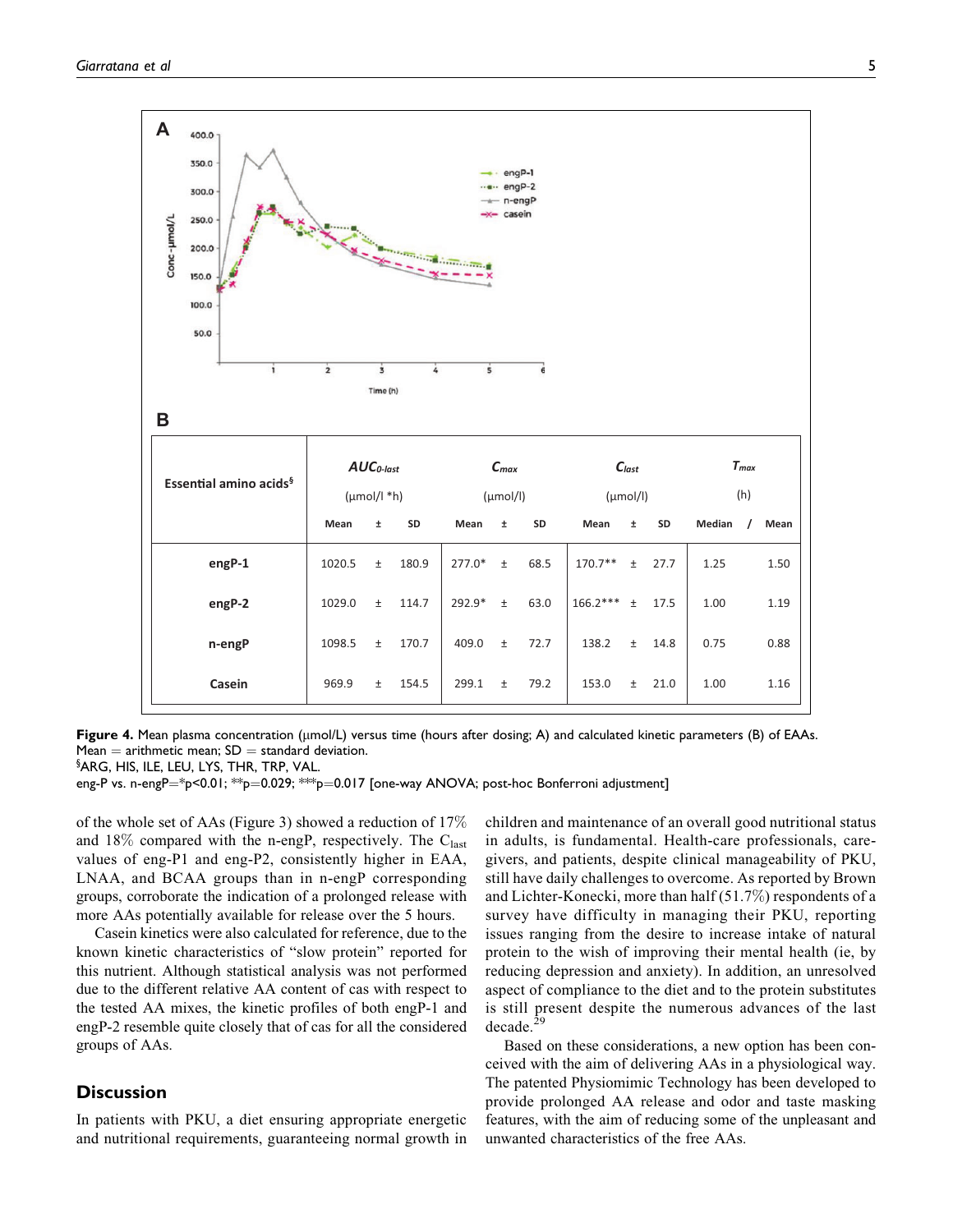**A**

**B**

| Essential amino acids[§] | $AUC_{0\text{-}last}$ (μmol/l *h) | | | $C_{max}$ (μmol/l) | | | $C_{last}$ (μmol/l) | | | $T_{max}$ (h) | |
|---|---|---|---|---|---|---|---|---|---|---|---|
| | Mean | ± | SD | Mean | ± | SD | Mean | ± | SD | Median | / Mean |
| engP-1 | 1020.5 | ± | 180.9 | 277.0* | ± | 68.5 | 170.7** | ± | 27.7 | 1.25 | 1.50 |
| engP-2 | 1029.0 | ± | 114.7 | 292.9* | ± | 63.0 | 166.2*** | ± | 17.5 | 1.00 | 1.19 |
| n-engP | 1098.5 | ± | 170.7 | 409.0 | ± | 72.7 | 138.2 | ± | 14.8 | 0.75 | 0.88 |
| Casein | 969.9 | ± | 154.5 | 299.1 | ± | 79.2 | 153.0 | ± | 21.0 | 1.00 | 1.16 |

**Figure 4.** Mean plasma concentration (μmol/L) versus time (hours after dosing; A) and calculated kinetic parameters (B) of EAAs. Mean = arithmetic mean; SD = standard deviation.
[§]ARG, HIS, ILE, LEU, LYS, THR, TRP, VAL.
eng-P vs. n-engP=*p<0.01; **p=0.029; ***p=0.017 [one-way ANOVA; post-hoc Bonferroni adjustment]

of the whole set of AAs (Figure 3) showed a reduction of 17% and 18% compared with the n-engP, respectively. The $C_{last}$ values of eng-P1 and eng-P2, consistently higher in EAA, LNAA, and BCAA groups than in n-engP corresponding groups, corroborate the indication of a prolonged release with more AAs potentially available for release over the 5 hours.

Casein kinetics were also calculated for reference, due to the known kinetic characteristics of "slow protein" reported for this nutrient. Although statistical analysis was not performed due to the different relative AA content of cas with respect to the tested AA mixes, the kinetic profiles of both engP-1 and engP-2 resemble quite closely that of cas for all the considered groups of AAs.

## Discussion

In patients with PKU, a diet ensuring appropriate energetic and nutritional requirements, guaranteeing normal growth in children and maintenance of an overall good nutritional status in adults, is fundamental. Health-care professionals, caregivers, and patients, despite clinical manageability of PKU, still have daily challenges to overcome. As reported by Brown and Lichter-Konecki, more than half (51.7%) respondents of a survey have difficulty in managing their PKU, reporting issues ranging from the desire to increase intake of natural protein to the wish of improving their mental health (ie, by reducing depression and anxiety). In addition, an unresolved aspect of compliance to the diet and to the protein substitutes is still present despite the numerous advances of the last decade.[29]

Based on these considerations, a new option has been conceived with the aim of delivering AAs in a physiological way. The patented Physiomimic Technology has been developed to provide prolonged AA release and odor and taste masking features, with the aim of reducing some of the unpleasant and unwanted characteristics of the free AAs.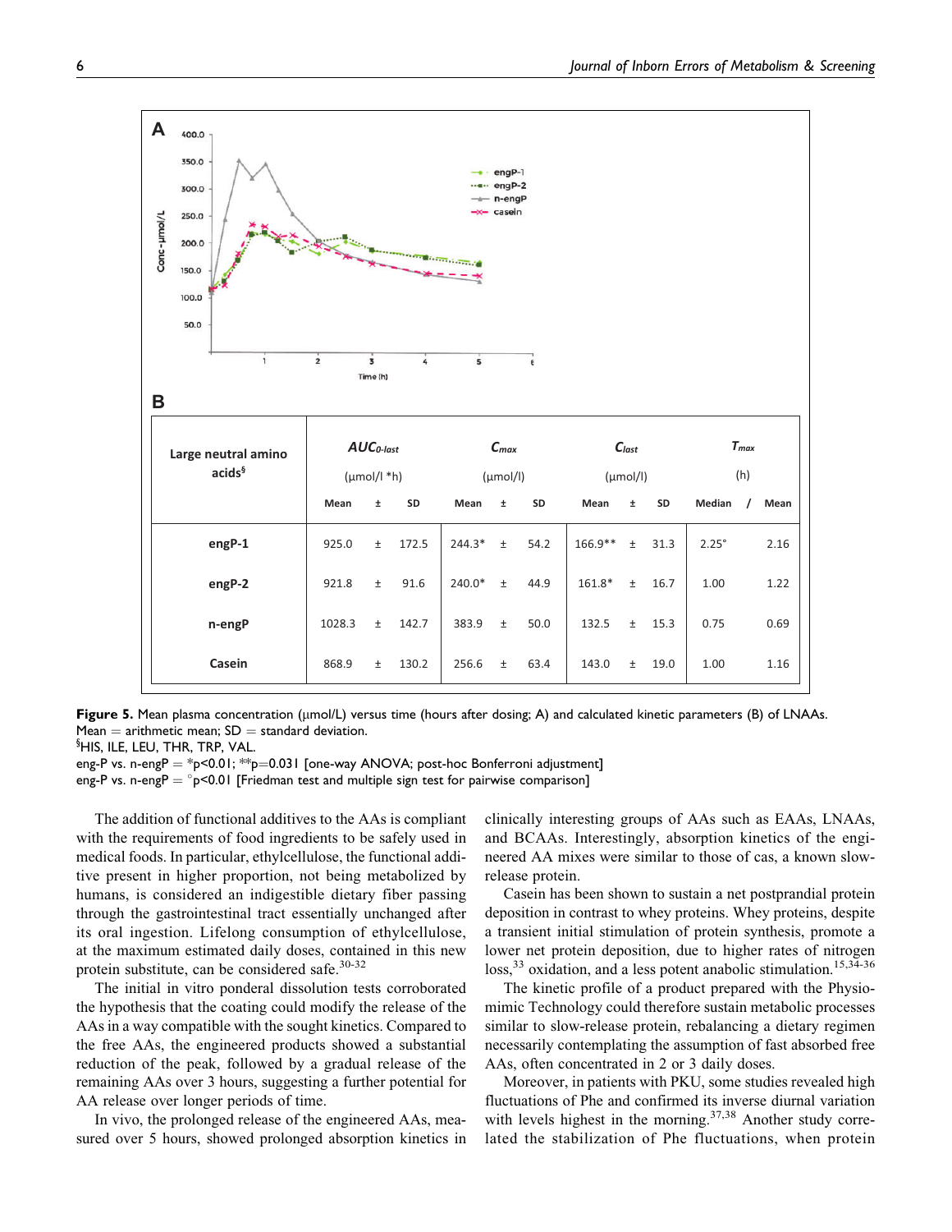**A**

**B**

| Large neutral amino acids[§] | $AUC_{0\text{-}last}$ (µmol/l *h) | | | $C_{max}$ (µmol/l) | | | $C_{last}$ (µmol/l) | | | $T_{max}$ (h) | |
|---|---|---|---|---|---|---|---|---|---|---|---|
| | Mean | ± | SD | Mean | ± | SD | Mean | ± | SD | Median / | Mean |
| engP-1 | 925.0 | ± | 172.5 | 244.3* | ± | 54.2 | 166.9** | ± | 31.3 | 2.25° | 2.16 |
| engP-2 | 921.8 | ± | 91.6 | 240.0* | ± | 44.9 | 161.8* | ± | 16.7 | 1.00 | 1.22 |
| n-engP | 1028.3 | ± | 142.7 | 383.9 | ± | 50.0 | 132.5 | ± | 15.3 | 0.75 | 0.69 |
| Casein | 868.9 | ± | 130.2 | 256.6 | ± | 63.4 | 143.0 | ± | 19.0 | 1.00 | 1.16 |

**Figure 5.** Mean plasma concentration (µmol/L) versus time (hours after dosing; A) and calculated kinetic parameters (B) of LNAAs. Mean = arithmetic mean; SD = standard deviation.
[§]HIS, ILE, LEU, THR, TRP, VAL.
eng-P vs. n-engP = *p<0.01; **p=0.031 [one-way ANOVA; post-hoc Bonferroni adjustment]
eng-P vs. n-engP = °p<0.01 [Friedman test and multiple sign test for pairwise comparison]

The addition of functional additives to the AAs is compliant with the requirements of food ingredients to be safely used in medical foods. In particular, ethylcellulose, the functional additive present in higher proportion, not being metabolized by humans, is considered an indigestible dietary fiber passing through the gastrointestinal tract essentially unchanged after its oral ingestion. Lifelong consumption of ethylcellulose, at the maximum estimated daily doses, contained in this new protein substitute, can be considered safe.[30-32]

The initial in vitro ponderal dissolution tests corroborated the hypothesis that the coating could modify the release of the AAs in a way compatible with the sought kinetics. Compared to the free AAs, the engineered products showed a substantial reduction of the peak, followed by a gradual release of the remaining AAs over 3 hours, suggesting a further potential for AA release over longer periods of time.

In vivo, the prolonged release of the engineered AAs, measured over 5 hours, showed prolonged absorption kinetics in clinically interesting groups of AAs such as EAAs, LNAAs, and BCAAs. Interestingly, absorption kinetics of the engineered AA mixes were similar to those of cas, a known slow-release protein.

Casein has been shown to sustain a net postprandial protein deposition in contrast to whey proteins. Whey proteins, despite a transient initial stimulation of protein synthesis, promote a lower net protein deposition, due to higher rates of nitrogen loss,[33] oxidation, and a less potent anabolic stimulation.[15,34-36]

The kinetic profile of a product prepared with the Physiomimic Technology could therefore sustain metabolic processes similar to slow-release protein, rebalancing a dietary regimen necessarily contemplating the assumption of fast absorbed free AAs, often concentrated in 2 or 3 daily doses.

Moreover, in patients with PKU, some studies revealed high fluctuations of Phe and confirmed its inverse diurnal variation with levels highest in the morning.[37,38] Another study correlated the stabilization of Phe fluctuations, when protein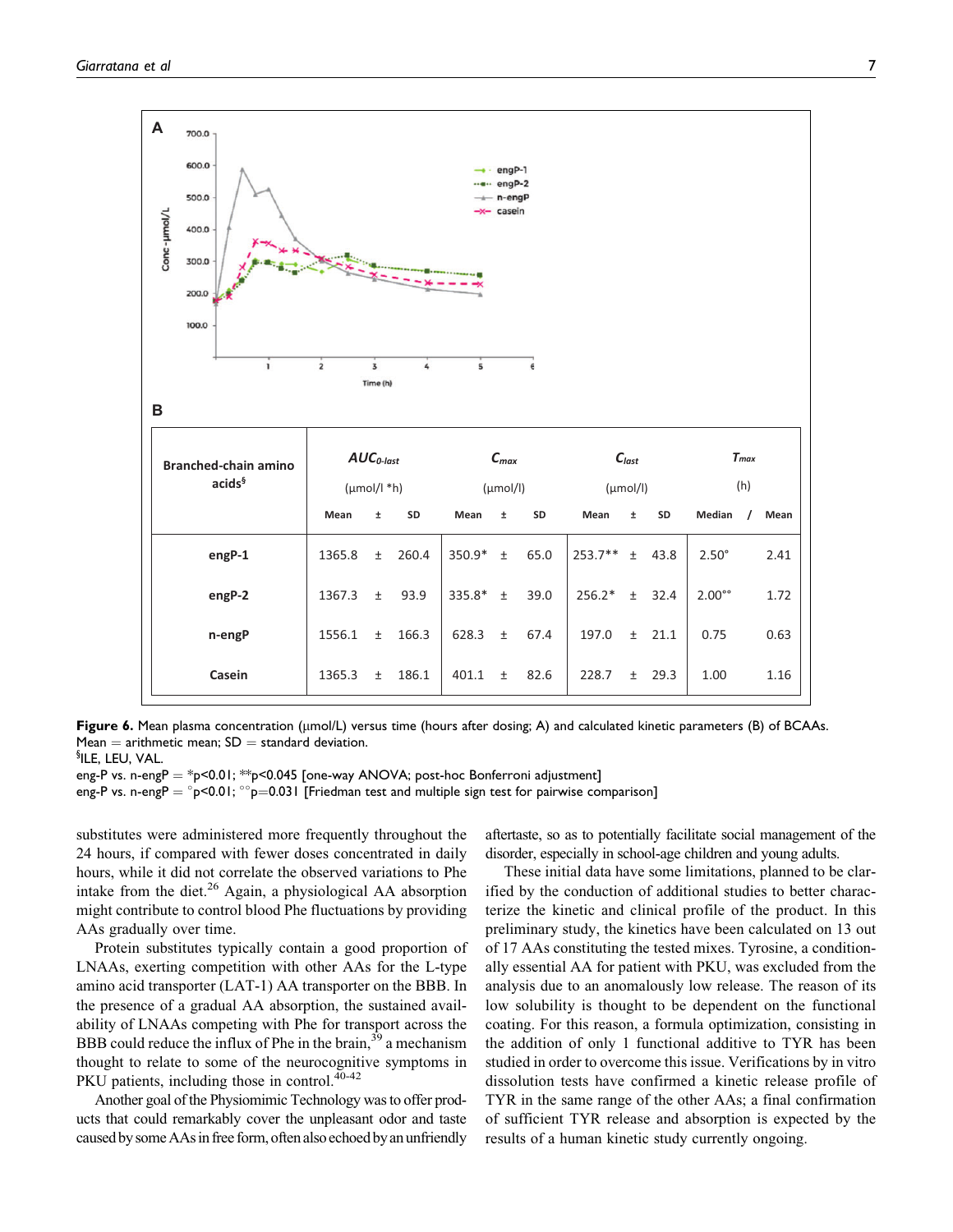**A**

**B**

| Branched-chain amino acids[§] | $AUC_{0\text{-}last}$ (μmol/l *h) | | | $C_{max}$ (μmol/l) | | | $C_{last}$ (μmol/l) | | | $T_{max}$ (h) | | |
|---|---|---|---|---|---|---|---|---|---|---|---|---|
| | Mean | ± | SD | Mean | ± | SD | Mean | ± | SD | Median | / | Mean |
| engP-1 | 1365.8 | ± | 260.4 | 350.9* | ± | 65.0 | 253.7** | ± | 43.8 | 2.50° | | 2.41 |
| engP-2 | 1367.3 | ± | 93.9 | 335.8* | ± | 39.0 | 256.2* | ± | 32.4 | 2.00°° | | 1.72 |
| n-engP | 1556.1 | ± | 166.3 | 628.3 | ± | 67.4 | 197.0 | ± | 21.1 | 0.75 | | 0.63 |
| Casein | 1365.3 | ± | 186.1 | 401.1 | ± | 82.6 | 228.7 | ± | 29.3 | 1.00 | | 1.16 |

**Figure 6.** Mean plasma concentration (μmol/L) versus time (hours after dosing; A) and calculated kinetic parameters (B) of BCAAs.
Mean = arithmetic mean; SD = standard deviation.
[§]ILE, LEU, VAL.
eng-P vs. n-engP = *p<0.01; **p<0.045 [one-way ANOVA; post-hoc Bonferroni adjustment]
eng-P vs. n-engP = °p<0.01; °°p=0.031 [Friedman test and multiple sign test for pairwise comparison]

substitutes were administered more frequently throughout the 24 hours, if compared with fewer doses concentrated in daily hours, while it did not correlate the observed variations to Phe intake from the diet.[26] Again, a physiological AA absorption might contribute to control blood Phe fluctuations by providing AAs gradually over time.

Protein substitutes typically contain a good proportion of LNAAs, exerting competition with other AAs for the L-type amino acid transporter (LAT-1) AA transporter on the BBB. In the presence of a gradual AA absorption, the sustained availability of LNAAs competing with Phe for transport across the BBB could reduce the influx of Phe in the brain,[39] a mechanism thought to relate to some of the neurocognitive symptoms in PKU patients, including those in control.[40-42]

Another goal of the Physiomimic Technology was to offer products that could remarkably cover the unpleasant odor and taste caused by some AAs in free form, often also echoed by an unfriendly aftertaste, so as to potentially facilitate social management of the disorder, especially in school-age children and young adults.

These initial data have some limitations, planned to be clarified by the conduction of additional studies to better characterize the kinetic and clinical profile of the product. In this preliminary study, the kinetics have been calculated on 13 out of 17 AAs constituting the tested mixes. Tyrosine, a conditionally essential AA for patient with PKU, was excluded from the analysis due to an anomalously low release. The reason of its low solubility is thought to be dependent on the functional coating. For this reason, a formula optimization, consisting in the addition of only 1 functional additive to TYR has been studied in order to overcome this issue. Verifications by in vitro dissolution tests have confirmed a kinetic release profile of TYR in the same range of the other AAs; a final confirmation of sufficient TYR release and absorption is expected by the results of a human kinetic study currently ongoing.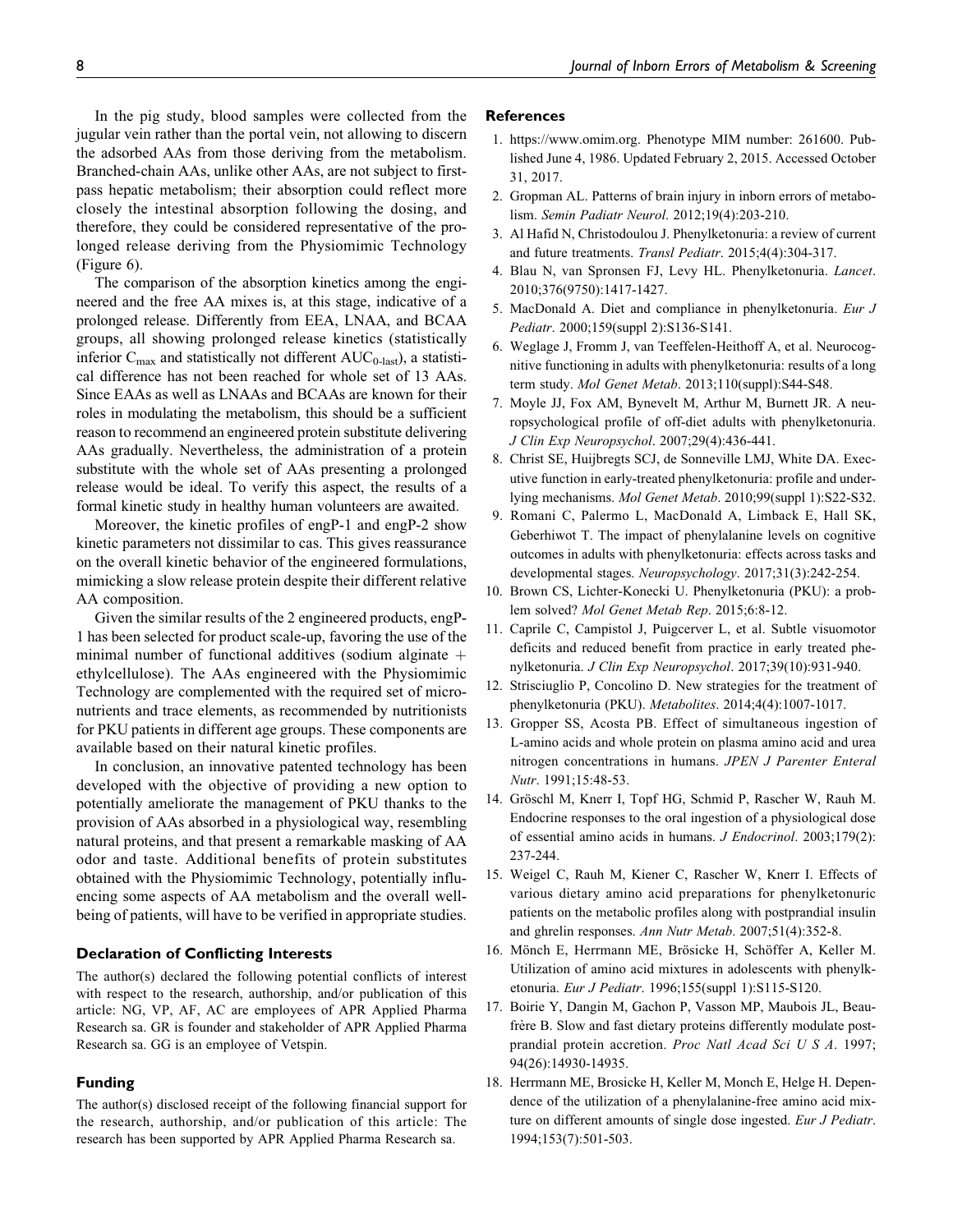In the pig study, blood samples were collected from the jugular vein rather than the portal vein, not allowing to discern the adsorbed AAs from those deriving from the metabolism. Branched-chain AAs, unlike other AAs, are not subject to first-pass hepatic metabolism; their absorption could reflect more closely the intestinal absorption following the dosing, and therefore, they could be considered representative of the prolonged release deriving from the Physiomimic Technology (Figure 6).

The comparison of the absorption kinetics among the engineered and the free AA mixes is, at this stage, indicative of a prolonged release. Differently from EEA, LNAA, and BCAA groups, all showing prolonged release kinetics (statistically inferior $C_{max}$ and statistically not different $AUC_{0\text{-}last}$), a statistical difference has not been reached for whole set of 13 AAs. Since EAAs as well as LNAAs and BCAAs are known for their roles in modulating the metabolism, this should be a sufficient reason to recommend an engineered protein substitute delivering AAs gradually. Nevertheless, the administration of a protein substitute with the whole set of AAs presenting a prolonged release would be ideal. To verify this aspect, the results of a formal kinetic study in healthy human volunteers are awaited.

Moreover, the kinetic profiles of engP-1 and engP-2 show kinetic parameters not dissimilar to cas. This gives reassurance on the overall kinetic behavior of the engineered formulations, mimicking a slow release protein despite their different relative AA composition.

Given the similar results of the 2 engineered products, engP-1 has been selected for product scale-up, favoring the use of the minimal number of functional additives (sodium alginate + ethylcellulose). The AAs engineered with the Physiomimic Technology are complemented with the required set of micronutrients and trace elements, as recommended by nutritionists for PKU patients in different age groups. These components are available based on their natural kinetic profiles.

In conclusion, an innovative patented technology has been developed with the objective of providing a new option to potentially ameliorate the management of PKU thanks to the provision of AAs absorbed in a physiological way, resembling natural proteins, and that present a remarkable masking of AA odor and taste. Additional benefits of protein substitutes obtained with the Physiomimic Technology, potentially influencing some aspects of AA metabolism and the overall well-being of patients, will have to be verified in appropriate studies.

### Declaration of Conflicting Interests

The author(s) declared the following potential conflicts of interest with respect to the research, authorship, and/or publication of this article: NG, VP, AF, AC are employees of APR Applied Pharma Research sa. GR is founder and stakeholder of APR Applied Pharma Research sa. GG is an employee of Vetspin.

### Funding

The author(s) disclosed receipt of the following financial support for the research, authorship, and/or publication of this article: The research has been supported by APR Applied Pharma Research sa.

### References

1. https://www.omim.org. Phenotype MIM number: 261600. Published June 4, 1986. Updated February 2, 2015. Accessed October 31, 2017.
2. Gropman AL. Patterns of brain injury in inborn errors of metabolism. *Semin Padiatr Neurol*. 2012;19(4):203-210.
3. Al Hafid N, Christodoulou J. Phenylketonuria: a review of current and future treatments. *Transl Pediatr*. 2015;4(4):304-317.
4. Blau N, van Spronsen FJ, Levy HL. Phenylketonuria. *Lancet*. 2010;376(9750):1417-1427.
5. MacDonald A. Diet and compliance in phenylketonuria. *Eur J Pediatr*. 2000;159(suppl 2):S136-S141.
6. Weglage J, Fromm J, van Teeffelen-Heithoff A, et al. Neurocognitive functioning in adults with phenylketonuria: results of a long term study. *Mol Genet Metab*. 2013;110(suppl):S44-S48.
7. Moyle JJ, Fox AM, Bynevelt M, Arthur M, Burnett JR. A neuropsychological profile of off-diet adults with phenylketonuria. *J Clin Exp Neuropsychol*. 2007;29(4):436-441.
8. Christ SE, Huijbregts SCJ, de Sonneville LMJ, White DA. Executive function in early-treated phenylketonuria: profile and underlying mechanisms. *Mol Genet Metab*. 2010;99(suppl 1):S22-S32.
9. Romani C, Palermo L, MacDonald A, Limback E, Hall SK, Geberhiwot T. The impact of phenylalanine levels on cognitive outcomes in adults with phenylketonuria: effects across tasks and developmental stages. *Neuropsychology*. 2017;31(3):242-254.
10. Brown CS, Lichter-Konecki U. Phenylketonuria (PKU): a problem solved? *Mol Genet Metab Rep*. 2015;6:8-12.
11. Caprile C, Campistol J, Puigcerver L, et al. Subtle visuomotor deficits and reduced benefit from practice in early treated phenylketonuria. *J Clin Exp Neuropsychol*. 2017;39(10):931-940.
12. Strisciuglio P, Concolino D. New strategies for the treatment of phenylketonuria (PKU). *Metabolites*. 2014;4(4):1007-1017.
13. Gropper SS, Acosta PB. Effect of simultaneous ingestion of L-amino acids and whole protein on plasma amino acid and urea nitrogen concentrations in humans. *JPEN J Parenter Enteral Nutr*. 1991;15:48-53.
14. Gröschl M, Knerr I, Topf HG, Schmid P, Rascher W, Rauh M. Endocrine responses to the oral ingestion of a physiological dose of essential amino acids in humans. *J Endocrinol*. 2003;179(2):237-244.
15. Weigel C, Rauh M, Kiener C, Rascher W, Knerr I. Effects of various dietary amino acid preparations for phenylketonuric patients on the metabolic profiles along with postprandial insulin and ghrelin responses. *Ann Nutr Metab*. 2007;51(4):352-8.
16. Mönch E, Herrmann ME, Brösicke H, Schöffer A, Keller M. Utilization of amino acid mixtures in adolescents with phenylketonuria. *Eur J Pediatr*. 1996;155(suppl 1):S115-S120.
17. Boirie Y, Dangin M, Gachon P, Vasson MP, Maubois JL, Beaufrère B. Slow and fast dietary proteins differently modulate postprandial protein accretion. *Proc Natl Acad Sci U S A*. 1997;94(26):14930-14935.
18. Herrmann ME, Brosicke H, Keller M, Monch E, Helge H. Dependence of the utilization of a phenylalanine-free amino acid mixture on different amounts of single dose ingested. *Eur J Pediatr*. 1994;153(7):501-503.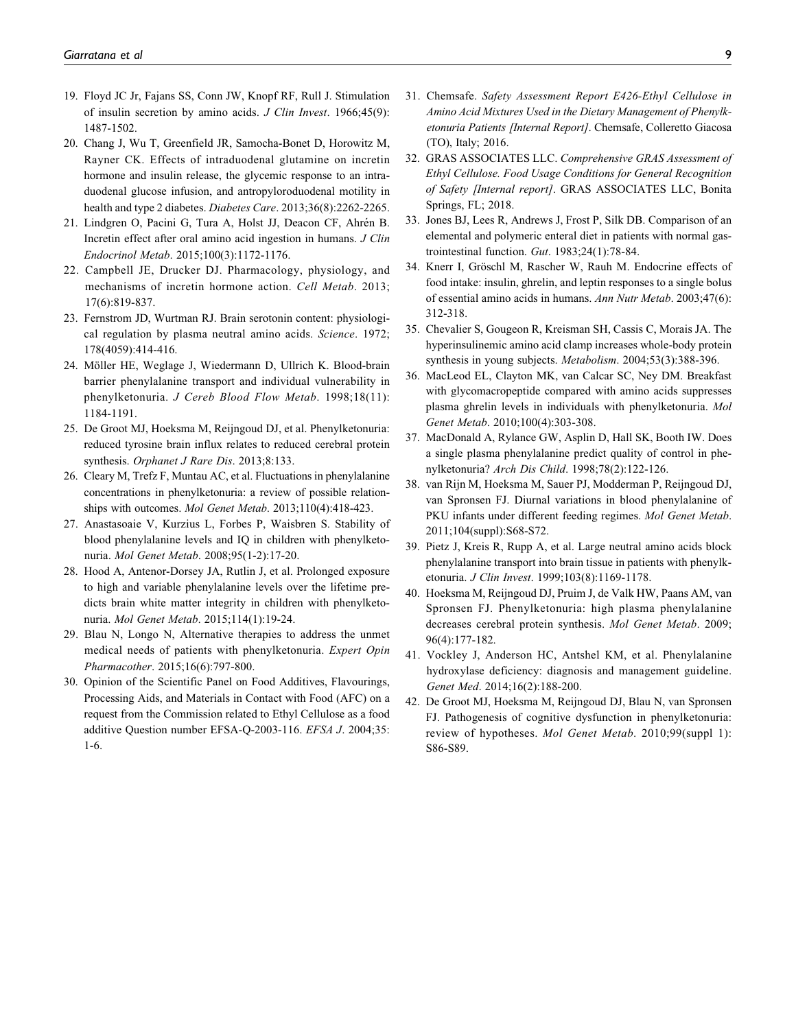19. Floyd JC Jr, Fajans SS, Conn JW, Knopf RF, Rull J. Stimulation of insulin secretion by amino acids. *J Clin Invest*. 1966;45(9): 1487-1502.
20. Chang J, Wu T, Greenfield JR, Samocha-Bonet D, Horowitz M, Rayner CK. Effects of intraduodenal glutamine on incretin hormone and insulin release, the glycemic response to an intraduodenal glucose infusion, and antropyloroduodenal motility in health and type 2 diabetes. *Diabetes Care*. 2013;36(8):2262-2265.
21. Lindgren O, Pacini G, Tura A, Holst JJ, Deacon CF, Ahrén B. Incretin effect after oral amino acid ingestion in humans. *J Clin Endocrinol Metab*. 2015;100(3):1172-1176.
22. Campbell JE, Drucker DJ. Pharmacology, physiology, and mechanisms of incretin hormone action. *Cell Metab*. 2013; 17(6):819-837.
23. Fernstrom JD, Wurtman RJ. Brain serotonin content: physiological regulation by plasma neutral amino acids. *Science*. 1972; 178(4059):414-416.
24. Möller HE, Weglage J, Wiedermann D, Ullrich K. Blood-brain barrier phenylalanine transport and individual vulnerability in phenylketonuria. *J Cereb Blood Flow Metab*. 1998;18(11): 1184-1191.
25. De Groot MJ, Hoeksma M, Reijngoud DJ, et al. Phenylketonuria: reduced tyrosine brain influx relates to reduced cerebral protein synthesis. *Orphanet J Rare Dis*. 2013;8:133.
26. Cleary M, Trefz F, Muntau AC, et al. Fluctuations in phenylalanine concentrations in phenylketonuria: a review of possible relationships with outcomes. *Mol Genet Metab*. 2013;110(4):418-423.
27. Anastasoaie V, Kurzius L, Forbes P, Waisbren S. Stability of blood phenylalanine levels and IQ in children with phenylketonuria. *Mol Genet Metab*. 2008;95(1-2):17-20.
28. Hood A, Antenor-Dorsey JA, Rutlin J, et al. Prolonged exposure to high and variable phenylalanine levels over the lifetime predicts brain white matter integrity in children with phenylketonuria. *Mol Genet Metab*. 2015;114(1):19-24.
29. Blau N, Longo N, Alternative therapies to address the unmet medical needs of patients with phenylketonuria. *Expert Opin Pharmacother*. 2015;16(6):797-800.
30. Opinion of the Scientific Panel on Food Additives, Flavourings, Processing Aids, and Materials in Contact with Food (AFC) on a request from the Commission related to Ethyl Cellulose as a food additive Question number EFSA-Q-2003-116. *EFSA J*. 2004;35: 1-6.
31. Chemsafe. *Safety Assessment Report E426-Ethyl Cellulose in Amino Acid Mixtures Used in the Dietary Management of Phenylketonuria Patients [Internal Report]*. Chemsafe, Colleretto Giacosa (TO), Italy; 2016.
32. GRAS ASSOCIATES LLC. *Comprehensive GRAS Assessment of Ethyl Cellulose. Food Usage Conditions for General Recognition of Safety [Internal report]*. GRAS ASSOCIATES LLC, Bonita Springs, FL; 2018.
33. Jones BJ, Lees R, Andrews J, Frost P, Silk DB. Comparison of an elemental and polymeric enteral diet in patients with normal gastrointestinal function. *Gut*. 1983;24(1):78-84.
34. Knerr I, Gröschl M, Rascher W, Rauh M. Endocrine effects of food intake: insulin, ghrelin, and leptin responses to a single bolus of essential amino acids in humans. *Ann Nutr Metab*. 2003;47(6): 312-318.
35. Chevalier S, Gougeon R, Kreisman SH, Cassis C, Morais JA. The hyperinsulinemic amino acid clamp increases whole-body protein synthesis in young subjects. *Metabolism*. 2004;53(3):388-396.
36. MacLeod EL, Clayton MK, van Calcar SC, Ney DM. Breakfast with glycomacropeptide compared with amino acids suppresses plasma ghrelin levels in individuals with phenylketonuria. *Mol Genet Metab*. 2010;100(4):303-308.
37. MacDonald A, Rylance GW, Asplin D, Hall SK, Booth IW. Does a single plasma phenylalanine predict quality of control in phenylketonuria? *Arch Dis Child*. 1998;78(2):122-126.
38. van Rijn M, Hoeksma M, Sauer PJ, Modderman P, Reijngoud DJ, van Spronsen FJ. Diurnal variations in blood phenylalanine of PKU infants under different feeding regimes. *Mol Genet Metab*. 2011;104(suppl):S68-S72.
39. Pietz J, Kreis R, Rupp A, et al. Large neutral amino acids block phenylalanine transport into brain tissue in patients with phenylketonuria. *J Clin Invest*. 1999;103(8):1169-1178.
40. Hoeksma M, Reijngoud DJ, Pruim J, de Valk HW, Paans AM, van Spronsen FJ. Phenylketonuria: high plasma phenylalanine decreases cerebral protein synthesis. *Mol Genet Metab*. 2009; 96(4):177-182.
41. Vockley J, Anderson HC, Antshel KM, et al. Phenylalanine hydroxylase deficiency: diagnosis and management guideline. *Genet Med*. 2014;16(2):188-200.
42. De Groot MJ, Hoeksma M, Reijngoud DJ, Blau N, van Spronsen FJ. Pathogenesis of cognitive dysfunction in phenylketonuria: review of hypotheses. *Mol Genet Metab*. 2010;99(suppl 1): S86-S89.